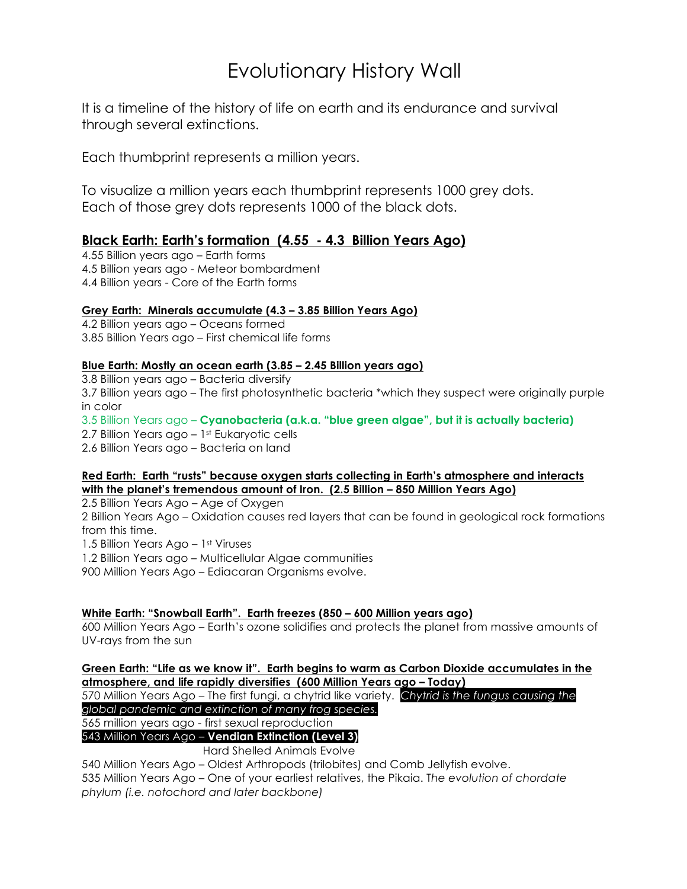# Evolutionary History Wall

It is a timeline of the history of life on earth and its endurance and survival through several extinctions.

Each thumbprint represents a million years.

To visualize a million years each thumbprint represents 1000 grey dots.
Each of those grey dots represents 1000 of the black dots.

## Black Earth: Earth's formation (4.55 - 4.3 Billion Years Ago)

4.55 Billion years ago – Earth forms
4.5 Billion years ago - Meteor bombardment
4.4 Billion years - Core of the Earth forms

### Grey Earth: Minerals accumulate (4.3 – 3.85 Billion Years Ago)

4.2 Billion years ago – Oceans formed
3.85 Billion Years ago – First chemical life forms

### Blue Earth: Mostly an ocean earth (3.85 – 2.45 Billion years ago)

3.8 Billion years ago – Bacteria diversify
3.7 Billion years ago – The first photosynthetic bacteria *which they suspect were originally purple in color
3.5 Billion Years ago – **Cyanobacteria (a.k.a. "blue green algae", but it is actually bacteria)**
2.7 Billion Years ago – 1st Eukaryotic cells
2.6 Billion Years ago – Bacteria on land

### Red Earth: Earth "rusts" because oxygen starts collecting in Earth's atmosphere and interacts with the planet's tremendous amount of Iron. (2.5 Billion – 850 Million Years Ago)

2.5 Billion Years Ago – Age of Oxygen
2 Billion Years Ago – Oxidation causes red layers that can be found in geological rock formations from this time.
1.5 Billion Years Ago – 1st Viruses
1.2 Billion Years ago – Multicellular Algae communities
900 Million Years Ago – Ediacaran Organisms evolve.

### White Earth: "Snowball Earth". Earth freezes (850 – 600 Million years ago)

600 Million Years Ago – Earth's ozone solidifies and protects the planet from massive amounts of UV-rays from the sun

### Green Earth: "Life as we know it". Earth begins to warm as Carbon Dioxide accumulates in the atmosphere, and life rapidly diversifies (600 Million Years ago – Today)

570 Million Years Ago – The first fungi, a chytrid like variety. *Chytrid is the fungus causing the global pandemic and extinction of many frog species.*
565 million years ago - first sexual reproduction
543 Million Years Ago – **Vendian Extinction (Level 3)**
Hard Shelled Animals Evolve
540 Million Years Ago – Oldest Arthropods (trilobites) and Comb Jellyfish evolve.
535 Million Years Ago – One of your earliest relatives, the Pikaia. T*he evolution of chordate phylum (i.e. notochord and later backbone)*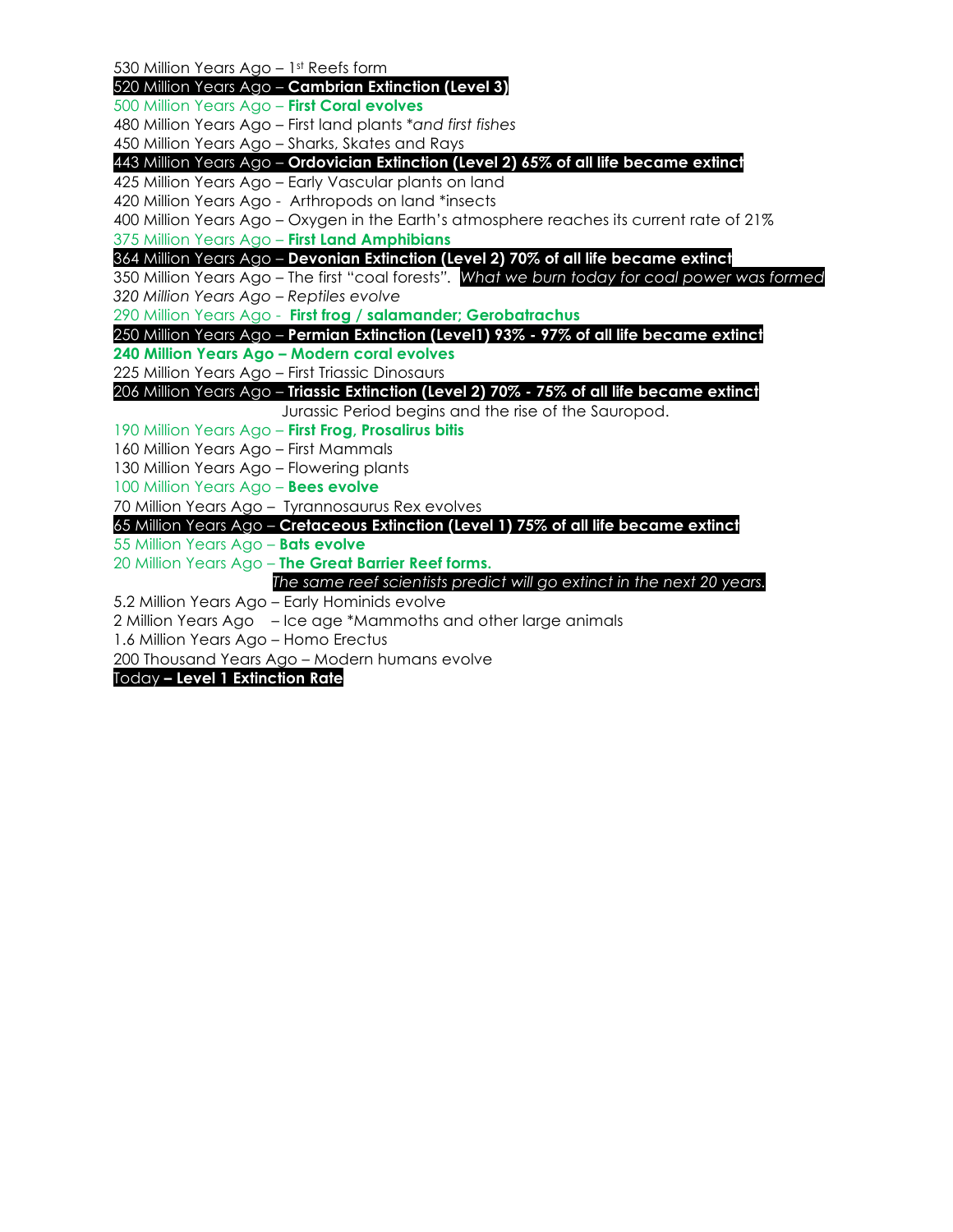530 Million Years Ago – 1st Reefs form

520 Million Years Ago – **Cambrian Extinction (Level 3)**

500 Million Years Ago – **First Coral evolves**

480 Million Years Ago – First land plants **and first fishes*

450 Million Years Ago – Sharks, Skates and Rays

443 Million Years Ago – **Ordovician Extinction (Level 2) 65% of all life became extinct**

425 Million Years Ago – Early Vascular plants on land

420 Million Years Ago - Arthropods on land *insects

400 Million Years Ago – Oxygen in the Earth's atmosphere reaches its current rate of 21%

375 Million Years Ago – **First Land Amphibians**

364 Million Years Ago – **Devonian Extinction (Level 2) 70% of all life became extinct**

350 Million Years Ago – The first "coal forests". *What we burn today for coal power was formed*

*320 Million Years Ago – Reptiles evolve*

290 Million Years Ago - **First frog / salamander; Gerobatrachus**

250 Million Years Ago – **Permian Extinction (Level1) 93% - 97% of all life became extinct**

**240 Million Years Ago – Modern coral evolves**

225 Million Years Ago – First Triassic Dinosaurs

206 Million Years Ago – **Triassic Extinction (Level 2) 70% - 75% of all life became extinct**

Jurassic Period begins and the rise of the Sauropod.

190 Million Years Ago – **First Frog, Prosalirus bitis**

160 Million Years Ago – First Mammals

130 Million Years Ago – Flowering plants

100 Million Years Ago – **Bees evolve**

70 Million Years Ago – Tyrannosaurus Rex evolves

65 Million Years Ago – **Cretaceous Extinction (Level 1) 75% of all life became extinct**

55 Million Years Ago – **Bats evolve**

20 Million Years Ago – **The Great Barrier Reef forms.**

*The same reef scientists predict will go extinct in the next 20 years.*

5.2 Million Years Ago – Early Hominids evolve

2 Million Years Ago – Ice age *Mammoths and other large animals

1.6 Million Years Ago – Homo Erectus

200 Thousand Years Ago – Modern humans evolve

Today **– Level 1 Extinction Rate**